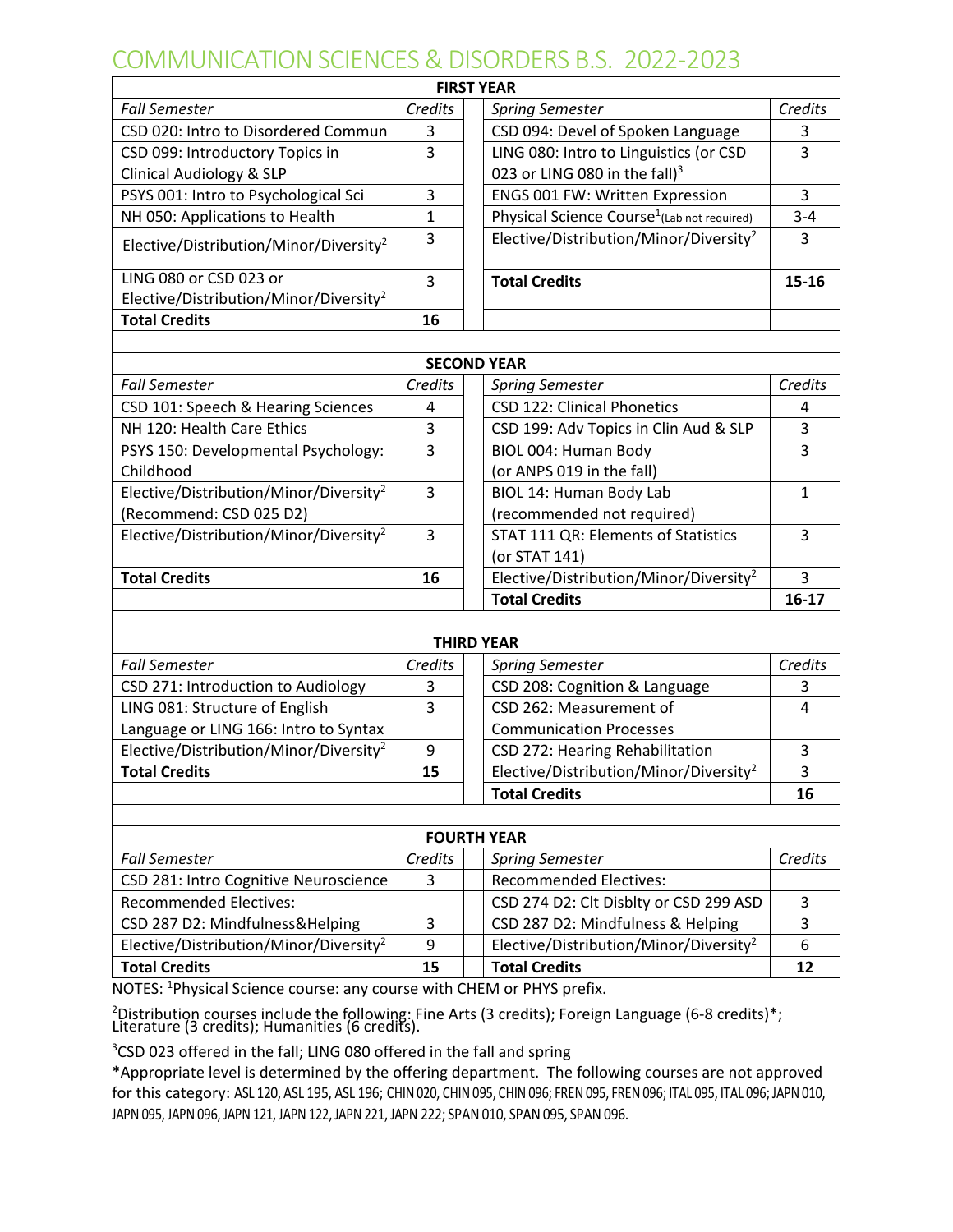# COMMUNICATION SCIENCES & DISORDERS B.S. 2022-2023

| **FIRST YEAR** | | | | |
|---|---|---|---|---|
| *Fall Semester* | *Credits* | | *Spring Semester* | *Credits* |
| CSD 020: Intro to Disordered Commun | 3 | | CSD 094: Devel of Spoken Language | 3 |
| CSD 099: Introductory Topics in Clinical Audiology & SLP | 3 | | LING 080: Intro to Linguistics (or CSD 023 or LING 080 in the fall)[3] | 3 |
| PSYS 001: Intro to Psychological Sci | 3 | | ENGS 001 FW: Written Expression | 3 |
| NH 050: Applications to Health | 1 | | Physical Science Course[1] (Lab not required) | 3-4 |
| Elective/Distribution/Minor/Diversity[2] | 3 | | Elective/Distribution/Minor/Diversity[2] | 3 |
| LING 080 or CSD 023 or Elective/Distribution/Minor/Diversity[2] | 3 | | **Total Credits** | **15-16** |
| **Total Credits** | **16** | | | |
| | | | | |
| **SECOND YEAR** | | | | |
| *Fall Semester* | *Credits* | | *Spring Semester* | *Credits* |
| CSD 101: Speech & Hearing Sciences | 4 | | CSD 122: Clinical Phonetics | 4 |
| NH 120: Health Care Ethics | 3 | | CSD 199: Adv Topics in Clin Aud & SLP | 3 |
| PSYS 150: Developmental Psychology: Childhood | 3 | | BIOL 004: Human Body (or ANPS 019 in the fall) | 3 |
| Elective/Distribution/Minor/Diversity[2] (Recommend: CSD 025 D2) | 3 | | BIOL 14: Human Body Lab (recommended not required) | 1 |
| Elective/Distribution/Minor/Diversity[2] | 3 | | STAT 111 QR: Elements of Statistics (or STAT 141) | 3 |
| **Total Credits** | **16** | | Elective/Distribution/Minor/Diversity[2] | 3 |
| | | | **Total Credits** | **16-17** |
| | | | | |
| **THIRD YEAR** | | | | |
| *Fall Semester* | *Credits* | | *Spring Semester* | *Credits* |
| CSD 271: Introduction to Audiology | 3 | | CSD 208: Cognition & Language | 3 |
| LING 081: Structure of English Language or LING 166: Intro to Syntax | 3 | | CSD 262: Measurement of Communication Processes | 4 |
| Elective/Distribution/Minor/Diversity[2] | 9 | | CSD 272: Hearing Rehabilitation | 3 |
| **Total Credits** | **15** | | Elective/Distribution/Minor/Diversity[2] | 3 |
| | | | **Total Credits** | **16** |
| | | | | |
| **FOURTH YEAR** | | | | |
| *Fall Semester* | *Credits* | | *Spring Semester* | *Credits* |
| CSD 281: Intro Cognitive Neuroscience | 3 | | Recommended Electives: | |
| Recommended Electives: | | | CSD 274 D2: Clt Disblty or CSD 299 ASD | 3 |
| CSD 287 D2: Mindfulness&Helping | 3 | | CSD 287 D2: Mindfulness & Helping | 3 |
| Elective/Distribution/Minor/Diversity[2] | 9 | | Elective/Distribution/Minor/Diversity[2] | 6 |
| **Total Credits** | **15** | | **Total Credits** | **12** |

NOTES: [1]Physical Science course: any course with CHEM or PHYS prefix.

[2]Distribution courses include the following: Fine Arts (3 credits); Foreign Language (6-8 credits)*; Literature (3 credits); Humanities (6 credits).

[3]CSD 023 offered in the fall; LING 080 offered in the fall and spring

*Appropriate level is determined by the offering department. The following courses are not approved for this category: ASL 120, ASL 195, ASL 196; CHIN 020, CHIN 095, CHIN 096; FREN 095, FREN 096; ITAL 095, ITAL 096; JAPN 010, JAPN 095, JAPN 096, JAPN 121, JAPN 122, JAPN 221, JAPN 222; SPAN 010, SPAN 095, SPAN 096.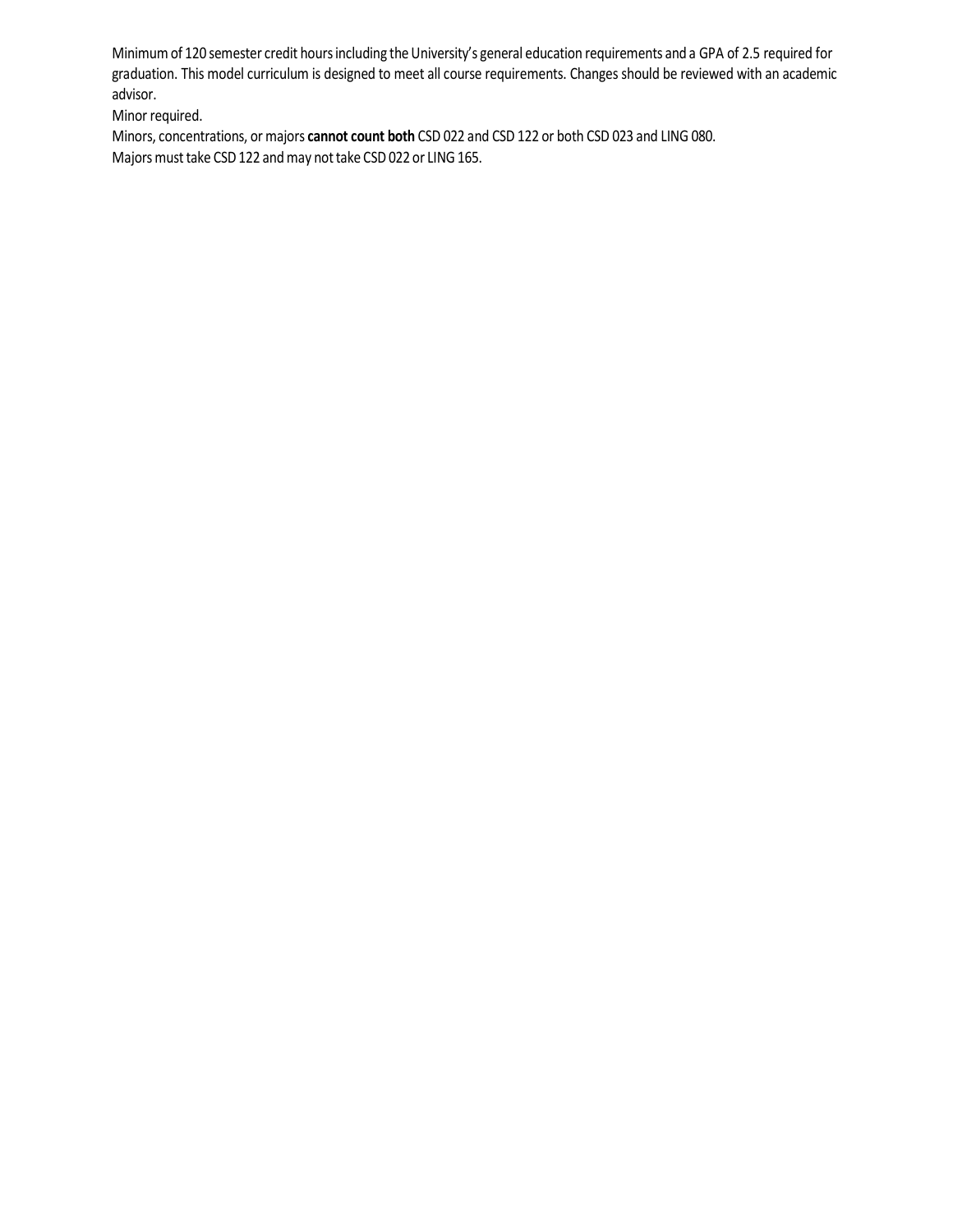Minimum of 120 semester credit hours including the University's general education requirements and a GPA of 2.5 required for graduation. This model curriculum is designed to meet all course requirements. Changes should be reviewed with an academic advisor.

Minor required.

Minors, concentrations, or majors **cannot count both** CSD 022 and CSD 122 or both CSD 023 and LING 080.

Majors must take CSD 122 and may not take CSD 022 or LING 165.